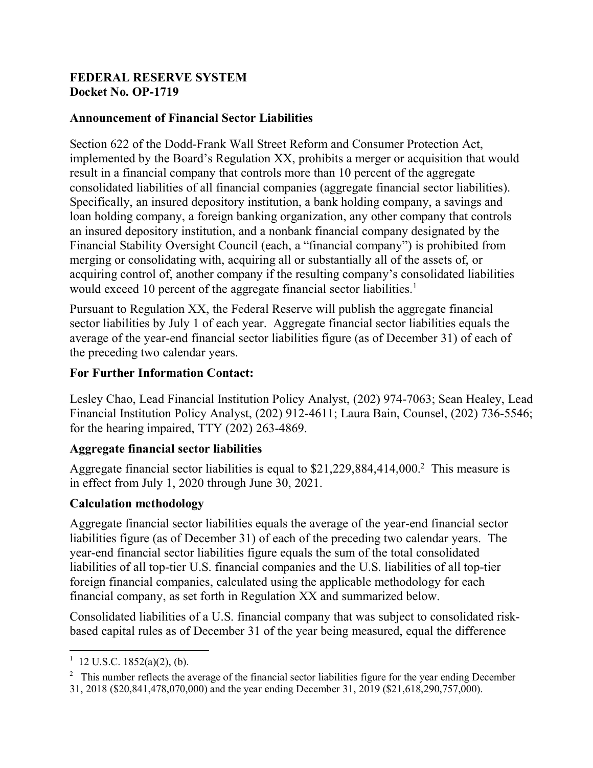**FEDERAL RESERVE SYSTEM**
**Docket No. OP-1719**

**Announcement of Financial Sector Liabilities**

Section 622 of the Dodd-Frank Wall Street Reform and Consumer Protection Act, implemented by the Board's Regulation XX, prohibits a merger or acquisition that would result in a financial company that controls more than 10 percent of the aggregate consolidated liabilities of all financial companies (aggregate financial sector liabilities). Specifically, an insured depository institution, a bank holding company, a savings and loan holding company, a foreign banking organization, any other company that controls an insured depository institution, and a nonbank financial company designated by the Financial Stability Oversight Council (each, a "financial company") is prohibited from merging or consolidating with, acquiring all or substantially all of the assets of, or acquiring control of, another company if the resulting company's consolidated liabilities would exceed 10 percent of the aggregate financial sector liabilities.[1]

Pursuant to Regulation XX, the Federal Reserve will publish the aggregate financial sector liabilities by July 1 of each year. Aggregate financial sector liabilities equals the average of the year-end financial sector liabilities figure (as of December 31) of each of the preceding two calendar years.

**For Further Information Contact:**

Lesley Chao, Lead Financial Institution Policy Analyst, (202) 974-7063; Sean Healey, Lead Financial Institution Policy Analyst, (202) 912-4611; Laura Bain, Counsel, (202) 736-5546; for the hearing impaired, TTY (202) 263-4869.

**Aggregate financial sector liabilities**

Aggregate financial sector liabilities is equal to $21,229,884,414,000.[2] This measure is in effect from July 1, 2020 through June 30, 2021.

**Calculation methodology**

Aggregate financial sector liabilities equals the average of the year-end financial sector liabilities figure (as of December 31) of each of the preceding two calendar years. The year-end financial sector liabilities figure equals the sum of the total consolidated liabilities of all top-tier U.S. financial companies and the U.S. liabilities of all top-tier foreign financial companies, calculated using the applicable methodology for each financial company, as set forth in Regulation XX and summarized below.

Consolidated liabilities of a U.S. financial company that was subject to consolidated risk-based capital rules as of December 31 of the year being measured, equal the difference

[1] 12 U.S.C. 1852(a)(2), (b).

[2] This number reflects the average of the financial sector liabilities figure for the year ending December 31, 2018 ($20,841,478,070,000) and the year ending December 31, 2019 ($21,618,290,757,000).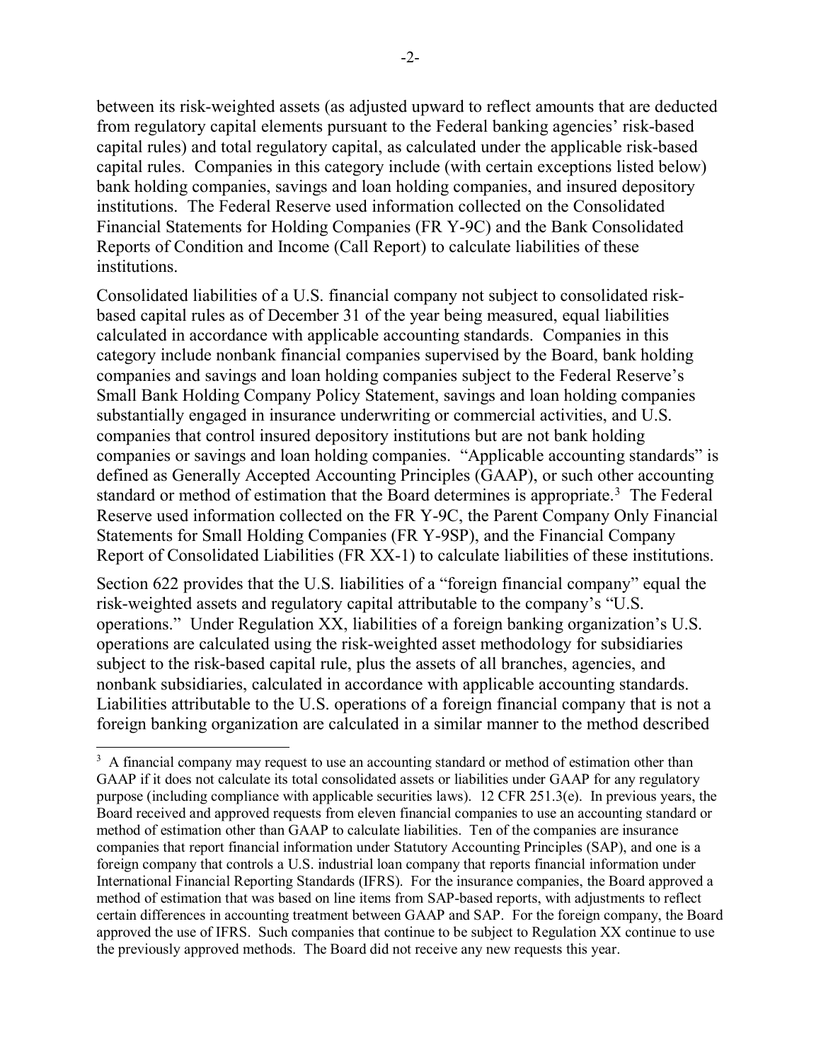between its risk-weighted assets (as adjusted upward to reflect amounts that are deducted from regulatory capital elements pursuant to the Federal banking agencies' risk-based capital rules) and total regulatory capital, as calculated under the applicable risk-based capital rules. Companies in this category include (with certain exceptions listed below) bank holding companies, savings and loan holding companies, and insured depository institutions. The Federal Reserve used information collected on the Consolidated Financial Statements for Holding Companies (FR Y-9C) and the Bank Consolidated Reports of Condition and Income (Call Report) to calculate liabilities of these institutions.

Consolidated liabilities of a U.S. financial company not subject to consolidated risk-based capital rules as of December 31 of the year being measured, equal liabilities calculated in accordance with applicable accounting standards. Companies in this category include nonbank financial companies supervised by the Board, bank holding companies and savings and loan holding companies subject to the Federal Reserve's Small Bank Holding Company Policy Statement, savings and loan holding companies substantially engaged in insurance underwriting or commercial activities, and U.S. companies that control insured depository institutions but are not bank holding companies or savings and loan holding companies. "Applicable accounting standards" is defined as Generally Accepted Accounting Principles (GAAP), or such other accounting standard or method of estimation that the Board determines is appropriate.[3] The Federal Reserve used information collected on the FR Y-9C, the Parent Company Only Financial Statements for Small Holding Companies (FR Y-9SP), and the Financial Company Report of Consolidated Liabilities (FR XX-1) to calculate liabilities of these institutions.

Section 622 provides that the U.S. liabilities of a "foreign financial company" equal the risk-weighted assets and regulatory capital attributable to the company's "U.S. operations." Under Regulation XX, liabilities of a foreign banking organization's U.S. operations are calculated using the risk-weighted asset methodology for subsidiaries subject to the risk-based capital rule, plus the assets of all branches, agencies, and nonbank subsidiaries, calculated in accordance with applicable accounting standards. Liabilities attributable to the U.S. operations of a foreign financial company that is not a foreign banking organization are calculated in a similar manner to the method described

[3] A financial company may request to use an accounting standard or method of estimation other than GAAP if it does not calculate its total consolidated assets or liabilities under GAAP for any regulatory purpose (including compliance with applicable securities laws). 12 CFR 251.3(e). In previous years, the Board received and approved requests from eleven financial companies to use an accounting standard or method of estimation other than GAAP to calculate liabilities. Ten of the companies are insurance companies that report financial information under Statutory Accounting Principles (SAP), and one is a foreign company that controls a U.S. industrial loan company that reports financial information under International Financial Reporting Standards (IFRS). For the insurance companies, the Board approved a method of estimation that was based on line items from SAP-based reports, with adjustments to reflect certain differences in accounting treatment between GAAP and SAP. For the foreign company, the Board approved the use of IFRS. Such companies that continue to be subject to Regulation XX continue to use the previously approved methods. The Board did not receive any new requests this year.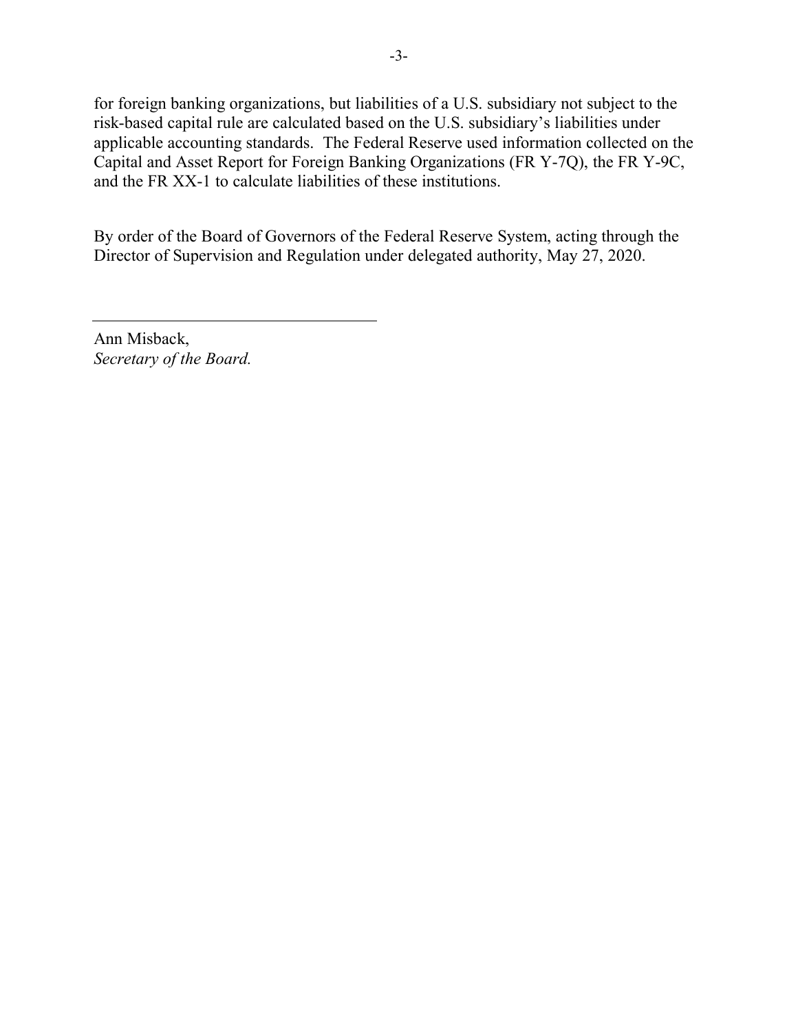for foreign banking organizations, but liabilities of a U.S. subsidiary not subject to the risk-based capital rule are calculated based on the U.S. subsidiary's liabilities under applicable accounting standards. The Federal Reserve used information collected on the Capital and Asset Report for Foreign Banking Organizations (FR Y-7Q), the FR Y-9C, and the FR XX-1 to calculate liabilities of these institutions.

By order of the Board of Governors of the Federal Reserve System, acting through the Director of Supervision and Regulation under delegated authority, May 27, 2020.

---

Ann Misback,
*Secretary of the Board.*